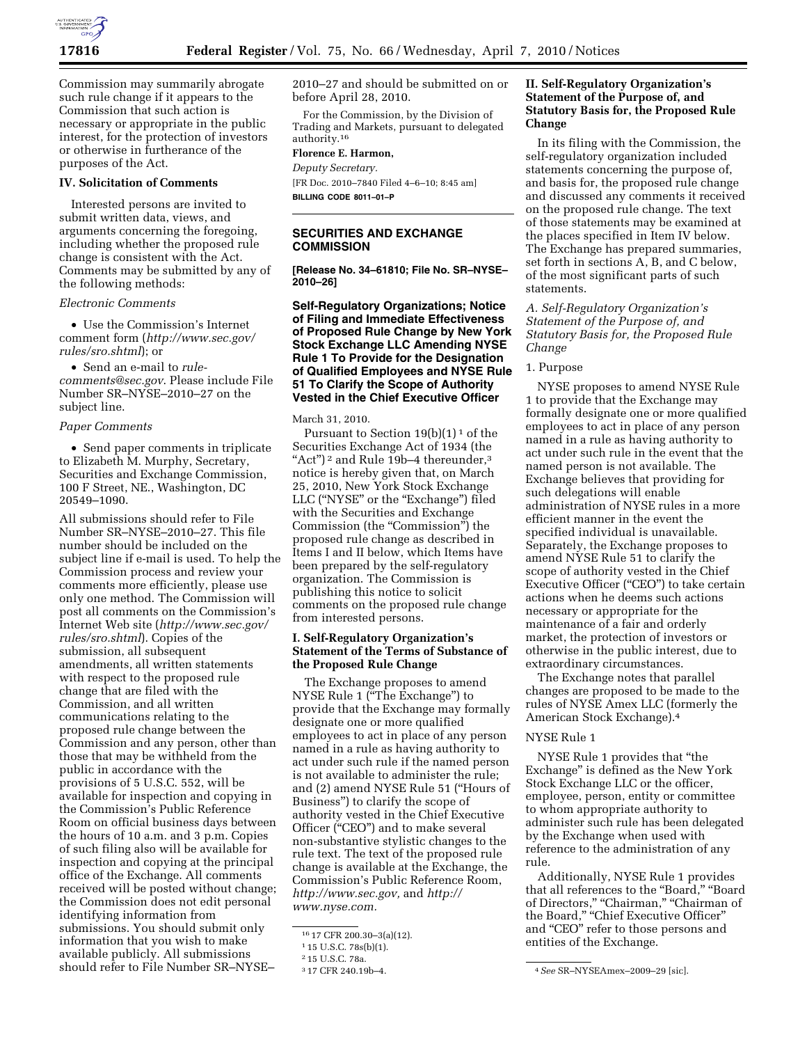Commission may summarily abrogate such rule change if it appears to the Commission that such action is necessary or appropriate in the public interest, for the protection of investors or otherwise in furtherance of the purposes of the Act.

### IV. Solicitation of Comments

Interested persons are invited to submit written data, views, and arguments concerning the foregoing, including whether the proposed rule change is consistent with the Act. Comments may be submitted by any of the following methods:

*Electronic Comments*

- Use the Commission's Internet comment form (*http://www.sec.gov/rules/sro.shtml*); or
- Send an e-mail to *rule-comments@sec.gov*. Please include File Number SR–NYSE–2010–27 on the subject line.

*Paper Comments*

- Send paper comments in triplicate to Elizabeth M. Murphy, Secretary, Securities and Exchange Commission, 100 F Street, NE., Washington, DC 20549–1090.

All submissions should refer to File Number SR–NYSE–2010–27. This file number should be included on the subject line if e-mail is used. To help the Commission process and review your comments more efficiently, please use only one method. The Commission will post all comments on the Commission's Internet Web site (*http://www.sec.gov/rules/sro.shtml*). Copies of the submission, all subsequent amendments, all written statements with respect to the proposed rule change that are filed with the Commission, and all written communications relating to the proposed rule change between the Commission and any person, other than those that may be withheld from the public in accordance with the provisions of 5 U.S.C. 552, will be available for inspection and copying in the Commission's Public Reference Room on official business days between the hours of 10 a.m. and 3 p.m. Copies of such filing also will be available for inspection and copying at the principal office of the Exchange. All comments received will be posted without change; the Commission does not edit personal identifying information from submissions. You should submit only information that you wish to make available publicly. All submissions should refer to File Number SR–NYSE–2010–27 and should be submitted on or before April 28, 2010.

For the Commission, by the Division of Trading and Markets, pursuant to delegated authority.[16]

**Florence E. Harmon,**

*Deputy Secretary.*

[FR Doc. 2010–7840 Filed 4–6–10; 8:45 am]

**BILLING CODE 8011–01–P**

---

## SECURITIES AND EXCHANGE COMMISSION

**[Release No. 34–61810; File No. SR–NYSE–2010–26]**

## Self-Regulatory Organizations; Notice of Filing and Immediate Effectiveness of Proposed Rule Change by New York Stock Exchange LLC Amending NYSE Rule 1 To Provide for the Designation of Qualified Employees and NYSE Rule 51 To Clarify the Scope of Authority Vested in the Chief Executive Officer

March 31, 2010.

Pursuant to Section 19(b)(1)[1] of the Securities Exchange Act of 1934 (the "Act")[2] and Rule 19b–4 thereunder,[3] notice is hereby given that, on March 25, 2010, New York Stock Exchange LLC ("NYSE" or the "Exchange") filed with the Securities and Exchange Commission (the "Commission") the proposed rule change as described in Items I and II below, which Items have been prepared by the self-regulatory organization. The Commission is publishing this notice to solicit comments on the proposed rule change from interested persons.

### I. Self-Regulatory Organization's Statement of the Terms of Substance of the Proposed Rule Change

The Exchange proposes to amend NYSE Rule 1 ("The Exchange") to provide that the Exchange may formally designate one or more qualified employees to act in place of any person named in a rule as having authority to act under such rule if the named person is not available to administer the rule; and (2) amend NYSE Rule 51 ("Hours of Business") to clarify the scope of authority vested in the Chief Executive Officer ("CEO") and to make several non-substantive stylistic changes to the rule text. The text of the proposed rule change is available at the Exchange, the Commission's Public Reference Room, *http://www.sec.gov,* and *http://www.nyse.com.*

### II. Self-Regulatory Organization's Statement of the Purpose of, and Statutory Basis for, the Proposed Rule Change

In its filing with the Commission, the self-regulatory organization included statements concerning the purpose of, and basis for, the proposed rule change and discussed any comments it received on the proposed rule change. The text of those statements may be examined at the places specified in Item IV below. The Exchange has prepared summaries, set forth in sections A, B, and C below, of the most significant parts of such statements.

#### *A. Self-Regulatory Organization's Statement of the Purpose of, and Statutory Basis for, the Proposed Rule Change*

1. Purpose

NYSE proposes to amend NYSE Rule 1 to provide that the Exchange may formally designate one or more qualified employees to act in place of any person named in a rule as having authority to act under such rule in the event that the named person is not available. The Exchange believes that providing for such delegations will enable administration of NYSE rules in a more efficient manner in the event the specified individual is unavailable. Separately, the Exchange proposes to amend NYSE Rule 51 to clarify the scope of authority vested in the Chief Executive Officer ("CEO") to take certain actions when he deems such actions necessary or appropriate for the maintenance of a fair and orderly market, the protection of investors or otherwise in the public interest, due to extraordinary circumstances.

The Exchange notes that parallel changes are proposed to be made to the rules of NYSE Amex LLC (formerly the American Stock Exchange).[4]

NYSE Rule 1

NYSE Rule 1 provides that "the Exchange" is defined as the New York Stock Exchange LLC or the officer, employee, person, entity or committee to whom appropriate authority to administer such rule has been delegated by the Exchange when used with reference to the administration of any rule.

Additionally, NYSE Rule 1 provides that all references to the "Board," "Board of Directors," "Chairman," "Chairman of the Board," "Chief Executive Officer" and "CEO" refer to those persons and entities of the Exchange.

---

[16] 17 CFR 200.30–3(a)(12).

[1] 15 U.S.C. 78s(b)(1).

[2] 15 U.S.C. 78a.

[3] 17 CFR 240.19b–4.

[4] *See* SR–NYSEAmex–2009–29 [sic].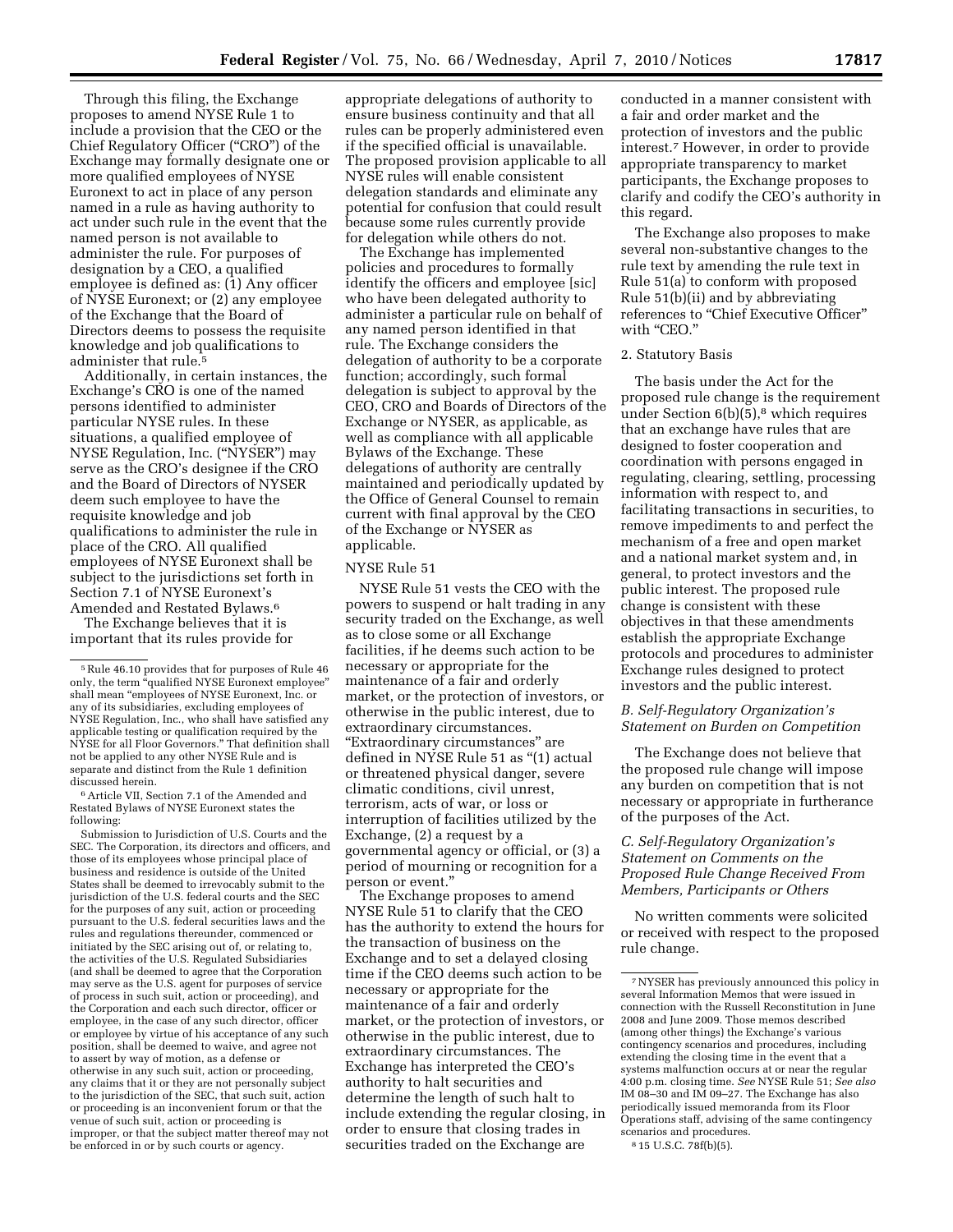Through this filing, the Exchange proposes to amend NYSE Rule 1 to include a provision that the CEO or the Chief Regulatory Officer ("CRO") of the Exchange may formally designate one or more qualified employees of NYSE Euronext to act in place of any person named in a rule as having authority to act under such rule in the event that the named person is not available to administer the rule. For purposes of designation by a CEO, a qualified employee is defined as: (1) Any officer of NYSE Euronext; or (2) any employee of the Exchange that the Board of Directors deems to possess the requisite knowledge and job qualifications to administer that rule.[5]

Additionally, in certain instances, the Exchange's CRO is one of the named persons identified to administer particular NYSE rules. In these situations, a qualified employee of NYSE Regulation, Inc. ("NYSER") may serve as the CRO's designee if the CRO and the Board of Directors of NYSER deem such employee to have the requisite knowledge and job qualifications to administer the rule in place of the CRO. All qualified employees of NYSE Euronext shall be subject to the jurisdictions set forth in Section 7.1 of NYSE Euronext's Amended and Restated Bylaws.[6]

The Exchange believes that it is important that its rules provide for appropriate delegations of authority to ensure business continuity and that all rules can be properly administered even if the specified official is unavailable. The proposed provision applicable to all NYSE rules will enable consistent delegation standards and eliminate any potential for confusion that could result because some rules currently provide for delegation while others do not.

The Exchange has implemented policies and procedures to formally identify the officers and employee [sic] who have been delegated authority to administer a particular rule on behalf of any named person identified in that rule. The Exchange considers the delegation of authority to be a corporate function; accordingly, such formal delegation is subject to approval by the CEO, CRO and Boards of Directors of the Exchange or NYSER, as applicable, as well as compliance with all applicable Bylaws of the Exchange. These delegations of authority are centrally maintained and periodically updated by the Office of General Counsel to remain current with final approval by the CEO of the Exchange or NYSER as applicable.

NYSE Rule 51

NYSE Rule 51 vests the CEO with the powers to suspend or halt trading in any security traded on the Exchange, as well as to close some or all Exchange facilities, if he deems such action to be necessary or appropriate for the maintenance of a fair and orderly market, or the protection of investors, or otherwise in the public interest, due to extraordinary circumstances. "Extraordinary circumstances" are defined in NYSE Rule 51 as "(1) actual or threatened physical danger, severe climatic conditions, civil unrest, terrorism, acts of war, or loss or interruption of facilities utilized by the Exchange, (2) a request by a governmental agency or official, or (3) a period of mourning or recognition for a person or event."

The Exchange proposes to amend NYSE Rule 51 to clarify that the CEO has the authority to extend the hours for the transaction of business on the Exchange and to set a delayed closing time if the CEO deems such action to be necessary or appropriate for the maintenance of a fair and orderly market, or the protection of investors, or otherwise in the public interest, due to extraordinary circumstances. The Exchange has interpreted the CEO's authority to halt securities and determine the length of such halt to include extending the regular closing, in order to ensure that closing trades in securities traded on the Exchange are conducted in a manner consistent with a fair and order market and the protection of investors and the public interest.[7] However, in order to provide appropriate transparency to market participants, the Exchange proposes to clarify and codify the CEO's authority in this regard.

The Exchange also proposes to make several non-substantive changes to the rule text by amending the rule text in Rule 51(a) to conform with proposed Rule 51(b)(ii) and by abbreviating references to "Chief Executive Officer" with "CEO."

2. Statutory Basis

The basis under the Act for the proposed rule change is the requirement under Section 6(b)(5),[8] which requires that an exchange have rules that are designed to foster cooperation and coordination with persons engaged in regulating, clearing, settling, processing information with respect to, and facilitating transactions in securities, to remove impediments to and perfect the mechanism of a free and open market and a national market system and, in general, to protect investors and the public interest. The proposed rule change is consistent with these objectives in that these amendments establish the appropriate Exchange protocols and procedures to administer Exchange rules designed to protect investors and the public interest.

### *B. Self-Regulatory Organization's Statement on Burden on Competition*

The Exchange does not believe that the proposed rule change will impose any burden on competition that is not necessary or appropriate in furtherance of the purposes of the Act.

### *C. Self-Regulatory Organization's Statement on Comments on the Proposed Rule Change Received From Members, Participants or Others*

No written comments were solicited or received with respect to the proposed rule change.

---

[5] Rule 46.10 provides that for purposes of Rule 46 only, the term "qualified NYSE Euronext employee" shall mean "employees of NYSE Euronext, Inc. or any of its subsidiaries, excluding employees of NYSE Regulation, Inc., who shall have satisfied any applicable testing or qualification required by the NYSE for all Floor Governors." That definition shall not be applied to any other NYSE Rule and is separate and distinct from the Rule 1 definition discussed herein.

[6] Article VII, Section 7.1 of the Amended and Restated Bylaws of NYSE Euronext states the following:

Submission to Jurisdiction of U.S. Courts and the SEC. The Corporation, its directors and officers, and those of its employees whose principal place of business and residence is outside of the United States shall be deemed to irrevocably submit to the jurisdiction of the U.S. federal courts and the SEC for the purposes of any suit, action or proceeding pursuant to the U.S. federal securities laws and the rules and regulations thereunder, commenced or initiated by the SEC arising out of, or relating to, the activities of the U.S. Regulated Subsidiaries (and shall be deemed to agree that the Corporation may serve as the U.S. agent for purposes of service of process in such suit, action or proceeding), and the Corporation and each such director, officer or employee, in the case of any such director, officer or employee by virtue of his acceptance of any such position, shall be deemed to waive, and agree not to assert by way of motion, as a defense or otherwise in any such suit, action or proceeding, any claims that it or they are not personally subject to the jurisdiction of the SEC, that such suit, action or proceeding is an inconvenient forum or that the venue of such suit, action or proceeding is improper, or that the subject matter thereof may not be enforced in or by such courts or agency.

[7] NYSER has previously announced this policy in several Information Memos that were issued in connection with the Russell Reconstitution in June 2008 and June 2009. Those memos described (among other things) the Exchange's various contingency scenarios and procedures, including extending the closing time in the event that a systems malfunction occurs at or near the regular 4:00 p.m. closing time. *See* NYSE Rule 51; *See also* IM 08–30 and IM 09–27. The Exchange has also periodically issued memoranda from its Floor Operations staff, advising of the same contingency scenarios and procedures.

[8] 15 U.S.C. 78f(b)(5).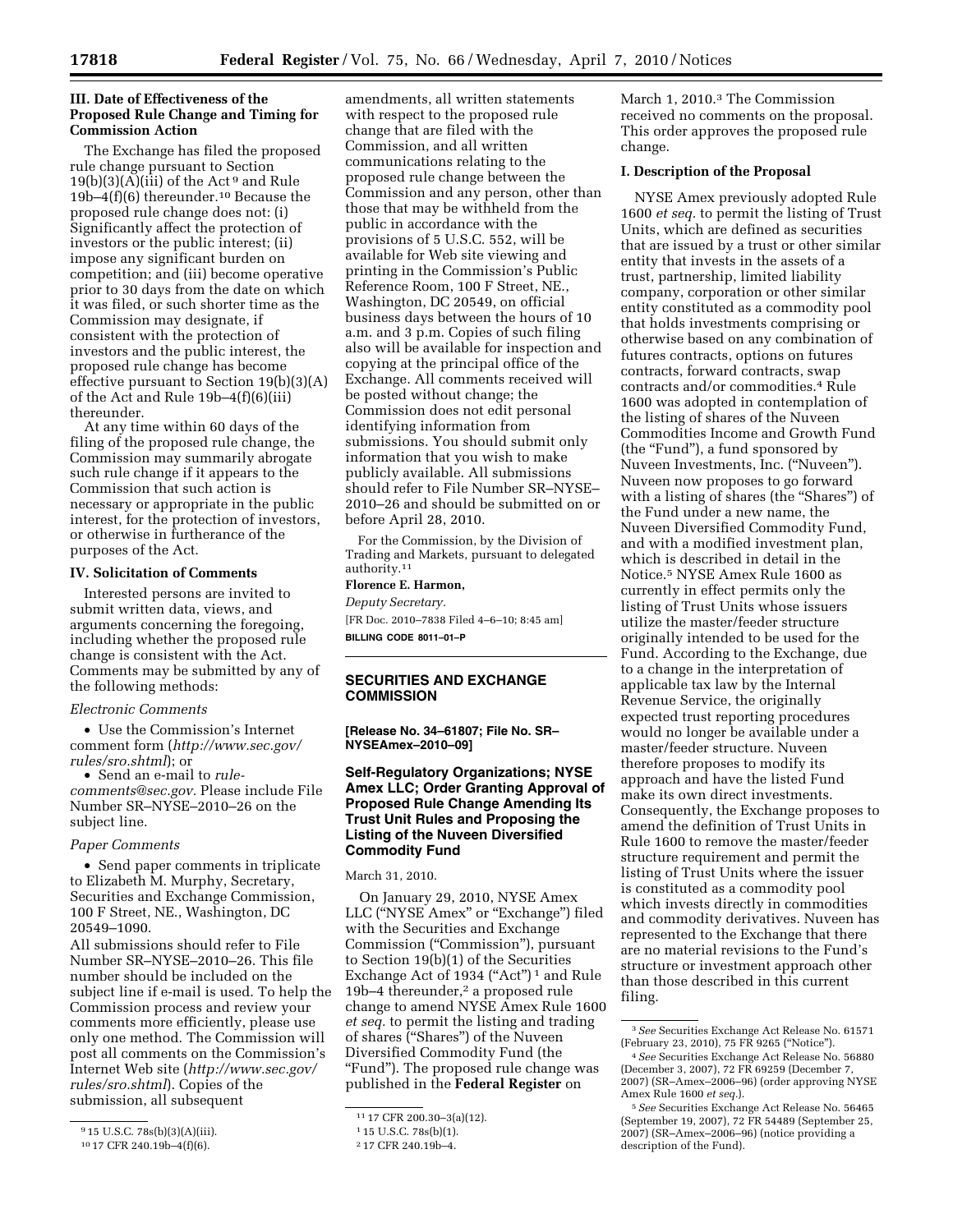## III. Date of Effectiveness of the Proposed Rule Change and Timing for Commission Action

The Exchange has filed the proposed rule change pursuant to Section 19(b)(3)(A)(iii) of the Act [9] and Rule 19b–4(f)(6) thereunder.[10] Because the proposed rule change does not: (i) Significantly affect the protection of investors or the public interest; (ii) impose any significant burden on competition; and (iii) become operative prior to 30 days from the date on which it was filed, or such shorter time as the Commission may designate, if consistent with the protection of investors and the public interest, the proposed rule change has become effective pursuant to Section 19(b)(3)(A) of the Act and Rule 19b–4(f)(6)(iii) thereunder.

At any time within 60 days of the filing of the proposed rule change, the Commission may summarily abrogate such rule change if it appears to the Commission that such action is necessary or appropriate in the public interest, for the protection of investors, or otherwise in furtherance of the purposes of the Act.

## IV. Solicitation of Comments

Interested persons are invited to submit written data, views, and arguments concerning the foregoing, including whether the proposed rule change is consistent with the Act. Comments may be submitted by any of the following methods:

*Electronic Comments*

- Use the Commission's Internet comment form (*http://www.sec.gov/rules/sro.shtml*); or
- Send an e-mail to *rule-comments@sec.gov.* Please include File Number SR–NYSE–2010–26 on the subject line.

*Paper Comments*

- Send paper comments in triplicate to Elizabeth M. Murphy, Secretary, Securities and Exchange Commission, 100 F Street, NE., Washington, DC 20549–1090.

All submissions should refer to File Number SR–NYSE–2010–26. This file number should be included on the subject line if e-mail is used. To help the Commission process and review your comments more efficiently, please use only one method. The Commission will post all comments on the Commission's Internet Web site (*http://www.sec.gov/rules/sro.shtml*). Copies of the submission, all subsequent amendments, all written statements with respect to the proposed rule change that are filed with the Commission, and all written communications relating to the proposed rule change between the Commission and any person, other than those that may be withheld from the public in accordance with the provisions of 5 U.S.C. 552, will be available for Web site viewing and printing in the Commission's Public Reference Room, 100 F Street, NE., Washington, DC 20549, on official business days between the hours of 10 a.m. and 3 p.m. Copies of such filing also will be available for inspection and copying at the principal office of the Exchange. All comments received will be posted without change; the Commission does not edit personal identifying information from submissions. You should submit only information that you wish to make publicly available. All submissions should refer to File Number SR–NYSE–2010–26 and should be submitted on or before April 28, 2010.

For the Commission, by the Division of Trading and Markets, pursuant to delegated authority.[11]

**Florence E. Harmon,**

*Deputy Secretary.*

[FR Doc. 2010–7838 Filed 4–6–10; 8:45 am]

**BILLING CODE 8011–01–P**

[9] 15 U.S.C. 78s(b)(3)(A)(iii).

[10] 17 CFR 240.19b–4(f)(6).

[11] 17 CFR 200.30–3(a)(12).

---

**SECURITIES AND EXCHANGE COMMISSION**

**[Release No. 34–61807; File No. SR–NYSEAmex–2010–09]**

## Self-Regulatory Organizations; NYSE Amex LLC; Order Granting Approval of Proposed Rule Change Amending Its Trust Unit Rules and Proposing the Listing of the Nuveen Diversified Commodity Fund

March 31, 2010.

On January 29, 2010, NYSE Amex LLC ("NYSE Amex" or "Exchange") filed with the Securities and Exchange Commission ("Commission"), pursuant to Section 19(b)(1) of the Securities Exchange Act of 1934 ("Act") [1] and Rule 19b–4 thereunder,[2] a proposed rule change to amend NYSE Amex Rule 1600 *et seq.* to permit the listing and trading of shares ("Shares") of the Nuveen Diversified Commodity Fund (the "Fund"). The proposed rule change was published in the **Federal Register** on March 1, 2010.[3] The Commission received no comments on the proposal. This order approves the proposed rule change.

## I. Description of the Proposal

NYSE Amex previously adopted Rule 1600 *et seq.* to permit the listing of Trust Units, which are defined as securities that are issued by a trust or other similar entity that invests in the assets of a trust, partnership, limited liability company, corporation or other similar entity constituted as a commodity pool that holds investments comprising or otherwise based on any combination of futures contracts, options on futures contracts, forward contracts, swap contracts and/or commodities.[4] Rule 1600 was adopted in contemplation of the listing of shares of the Nuveen Commodities Income and Growth Fund (the "Fund"), a fund sponsored by Nuveen Investments, Inc. ("Nuveen"). Nuveen now proposes to go forward with a listing of shares (the "Shares") of the Fund under a new name, the Nuveen Diversified Commodity Fund, and with a modified investment plan, which is described in detail in the Notice.[5] NYSE Amex Rule 1600 as currently in effect permits only the listing of Trust Units whose issuers utilize the master/feeder structure originally intended to be used for the Fund. According to the Exchange, due to a change in the interpretation of applicable tax law by the Internal Revenue Service, the originally expected trust reporting procedures would no longer be available under a master/feeder structure. Nuveen therefore proposes to modify its approach and have the listed Fund make its own direct investments. Consequently, the Exchange proposes to amend the definition of Trust Units in Rule 1600 to remove the master/feeder structure requirement and permit the listing of Trust Units where the issuer is constituted as a commodity pool which invests directly in commodities and commodity derivatives. Nuveen has represented to the Exchange that there are no material revisions to the Fund's structure or investment approach other than those described in this current filing.

[1] 15 U.S.C. 78s(b)(1).

[2] 17 CFR 240.19b–4.

[3] *See* Securities Exchange Act Release No. 61571 (February 23, 2010), 75 FR 9265 ("Notice").

[4] *See* Securities Exchange Act Release No. 56880 (December 3, 2007), 72 FR 69259 (December 7, 2007) (SR–Amex–2006–96) (order approving NYSE Amex Rule 1600 *et seq.*).

[5] *See* Securities Exchange Act Release No. 56465 (September 19, 2007), 72 FR 54489 (September 25, 2007) (SR–Amex–2006–96) (notice providing a description of the Fund).